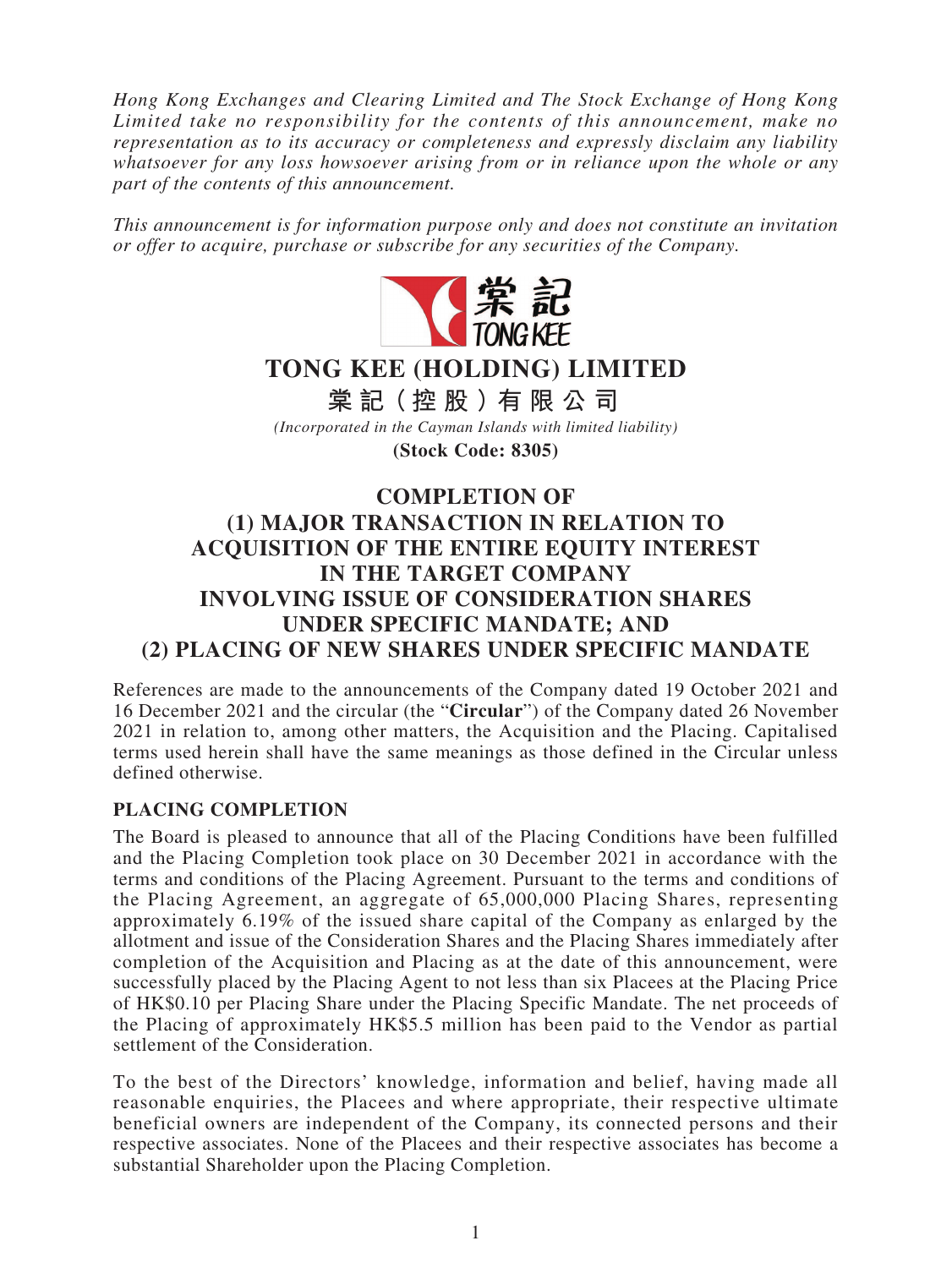*Hong Kong Exchanges and Clearing Limited and The Stock Exchange of Hong Kong Limited take no responsibility for the contents of this announcement, make no representation as to its accuracy or completeness and expressly disclaim any liability whatsoever for any loss howsoever arising from or in reliance upon the whole or any part of the contents of this announcement.*

*This announcement is for information purpose only and does not constitute an invitation or offer to acquire, purchase or subscribe for any securities of the Company.*

# TONG KEE (HOLDING) LIMITED

# 棠記(控股)有限公司

*(Incorporated in the Cayman Islands with limited liability)*

**(Stock Code: 8305)**

## COMPLETION OF (1) MAJOR TRANSACTION IN RELATION TO ACQUISITION OF THE ENTIRE EQUITY INTEREST IN THE TARGET COMPANY INVOLVING ISSUE OF CONSIDERATION SHARES UNDER SPECIFIC MANDATE; AND (2) PLACING OF NEW SHARES UNDER SPECIFIC MANDATE

References are made to the announcements of the Company dated 19 October 2021 and 16 December 2021 and the circular (the "**Circular**") of the Company dated 26 November 2021 in relation to, among other matters, the Acquisition and the Placing. Capitalised terms used herein shall have the same meanings as those defined in the Circular unless defined otherwise.

### PLACING COMPLETION

The Board is pleased to announce that all of the Placing Conditions have been fulfilled and the Placing Completion took place on 30 December 2021 in accordance with the terms and conditions of the Placing Agreement. Pursuant to the terms and conditions of the Placing Agreement, an aggregate of 65,000,000 Placing Shares, representing approximately 6.19% of the issued share capital of the Company as enlarged by the allotment and issue of the Consideration Shares and the Placing Shares immediately after completion of the Acquisition and Placing as at the date of this announcement, were successfully placed by the Placing Agent to not less than six Placees at the Placing Price of HK$0.10 per Placing Share under the Placing Specific Mandate. The net proceeds of the Placing of approximately HK$5.5 million has been paid to the Vendor as partial settlement of the Consideration.

To the best of the Directors' knowledge, information and belief, having made all reasonable enquiries, the Placees and where appropriate, their respective ultimate beneficial owners are independent of the Company, its connected persons and their respective associates. None of the Placees and their respective associates has become a substantial Shareholder upon the Placing Completion.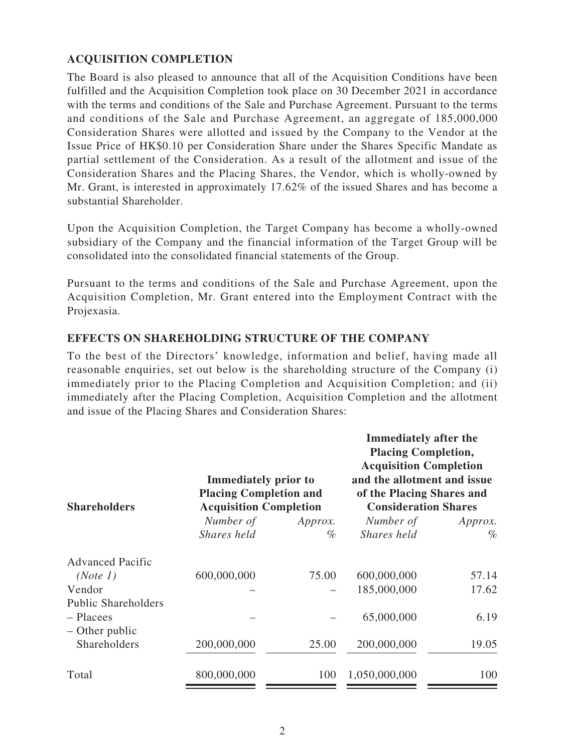## ACQUISITION COMPLETION

The Board is also pleased to announce that all of the Acquisition Conditions have been fulfilled and the Acquisition Completion took place on 30 December 2021 in accordance with the terms and conditions of the Sale and Purchase Agreement. Pursuant to the terms and conditions of the Sale and Purchase Agreement, an aggregate of 185,000,000 Consideration Shares were allotted and issued by the Company to the Vendor at the Issue Price of HK$0.10 per Consideration Share under the Shares Specific Mandate as partial settlement of the Consideration. As a result of the allotment and issue of the Consideration Shares and the Placing Shares, the Vendor, which is wholly-owned by Mr. Grant, is interested in approximately 17.62% of the issued Shares and has become a substantial Shareholder.

Upon the Acquisition Completion, the Target Company has become a wholly-owned subsidiary of the Company and the financial information of the Target Group will be consolidated into the consolidated financial statements of the Group.

Pursuant to the terms and conditions of the Sale and Purchase Agreement, upon the Acquisition Completion, Mr. Grant entered into the Employment Contract with the Projexasia.

## EFFECTS ON SHAREHOLDING STRUCTURE OF THE COMPANY

To the best of the Directors' knowledge, information and belief, having made all reasonable enquiries, set out below is the shareholding structure of the Company (i) immediately prior to the Placing Completion and Acquisition Completion; and (ii) immediately after the Placing Completion, Acquisition Completion and the allotment and issue of the Placing Shares and Consideration Shares:

| Shareholders | Immediately prior to Placing Completion and Acquisition Completion | | Immediately after the Placing Completion, Acquisition Completion and the allotment and issue of the Placing Shares and Consideration Shares | |
|---|---|---|---|---|
| | *Number of Shares held* | *Approx. %* | *Number of Shares held* | *Approx. %* |
| Advanced Pacific *(Note 1)* | 600,000,000 | 75.00 | 600,000,000 | 57.14 |
| Vendor | – | – | 185,000,000 | 17.62 |
| Public Shareholders | | | | |
| – Placees | – | – | 65,000,000 | 6.19 |
| – Other public Shareholders | 200,000,000 | 25.00 | 200,000,000 | 19.05 |
| Total | 800,000,000 | 100 | 1,050,000,000 | 100 |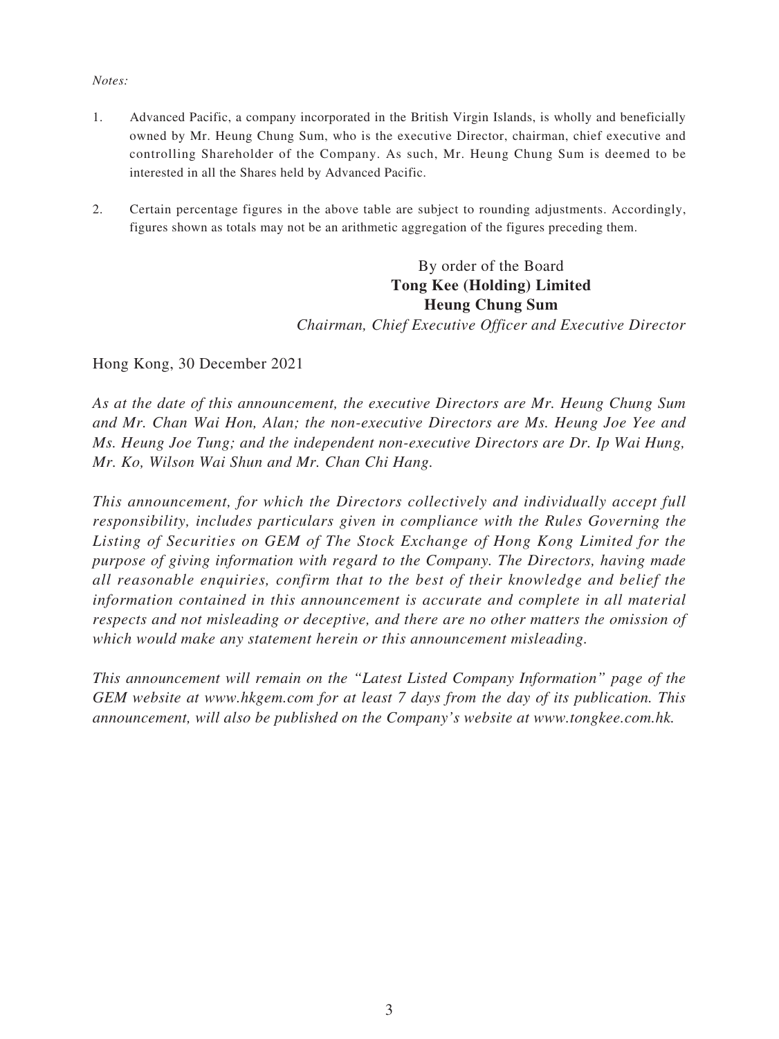*Notes:*

1. Advanced Pacific, a company incorporated in the British Virgin Islands, is wholly and beneficially owned by Mr. Heung Chung Sum, who is the executive Director, chairman, chief executive and controlling Shareholder of the Company. As such, Mr. Heung Chung Sum is deemed to be interested in all the Shares held by Advanced Pacific.

2. Certain percentage figures in the above table are subject to rounding adjustments. Accordingly, figures shown as totals may not be an arithmetic aggregation of the figures preceding them.

By order of the Board
**Tong Kee (Holding) Limited**
**Heung Chung Sum**
*Chairman, Chief Executive Officer and Executive Director*

Hong Kong, 30 December 2021

*As at the date of this announcement, the executive Directors are Mr. Heung Chung Sum and Mr. Chan Wai Hon, Alan; the non-executive Directors are Ms. Heung Joe Yee and Ms. Heung Joe Tung; and the independent non-executive Directors are Dr. Ip Wai Hung, Mr. Ko, Wilson Wai Shun and Mr. Chan Chi Hang.*

*This announcement, for which the Directors collectively and individually accept full responsibility, includes particulars given in compliance with the Rules Governing the Listing of Securities on GEM of The Stock Exchange of Hong Kong Limited for the purpose of giving information with regard to the Company. The Directors, having made all reasonable enquiries, confirm that to the best of their knowledge and belief the information contained in this announcement is accurate and complete in all material respects and not misleading or deceptive, and there are no other matters the omission of which would make any statement herein or this announcement misleading.*

*This announcement will remain on the "Latest Listed Company Information" page of the GEM website at www.hkgem.com for at least 7 days from the day of its publication. This announcement, will also be published on the Company's website at www.tongkee.com.hk.*